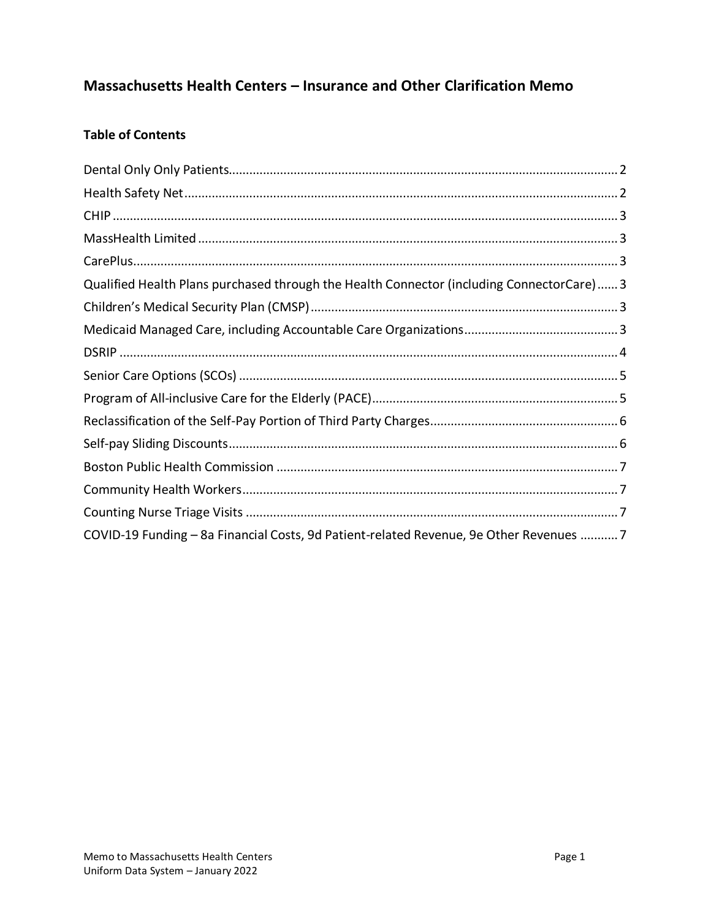# Massachusetts Health Centers – Insurance and Other Clarification Memo

## Table of Contents

Dental Only Only Patients ..... 2
Health Safety Net ..... 2
CHIP ..... 3
MassHealth Limited ..... 3
CarePlus ..... 3
Qualified Health Plans purchased through the Health Connector (including ConnectorCare) ..... 3
Children's Medical Security Plan (CMSP) ..... 3
Medicaid Managed Care, including Accountable Care Organizations ..... 3
DSRIP ..... 4
Senior Care Options (SCOs) ..... 5
Program of All-inclusive Care for the Elderly (PACE) ..... 5
Reclassification of the Self-Pay Portion of Third Party Charges ..... 6
Self-pay Sliding Discounts ..... 6
Boston Public Health Commission ..... 7
Community Health Workers ..... 7
Counting Nurse Triage Visits ..... 7
COVID-19 Funding – 8a Financial Costs, 9d Patient-related Revenue, 9e Other Revenues ..... 7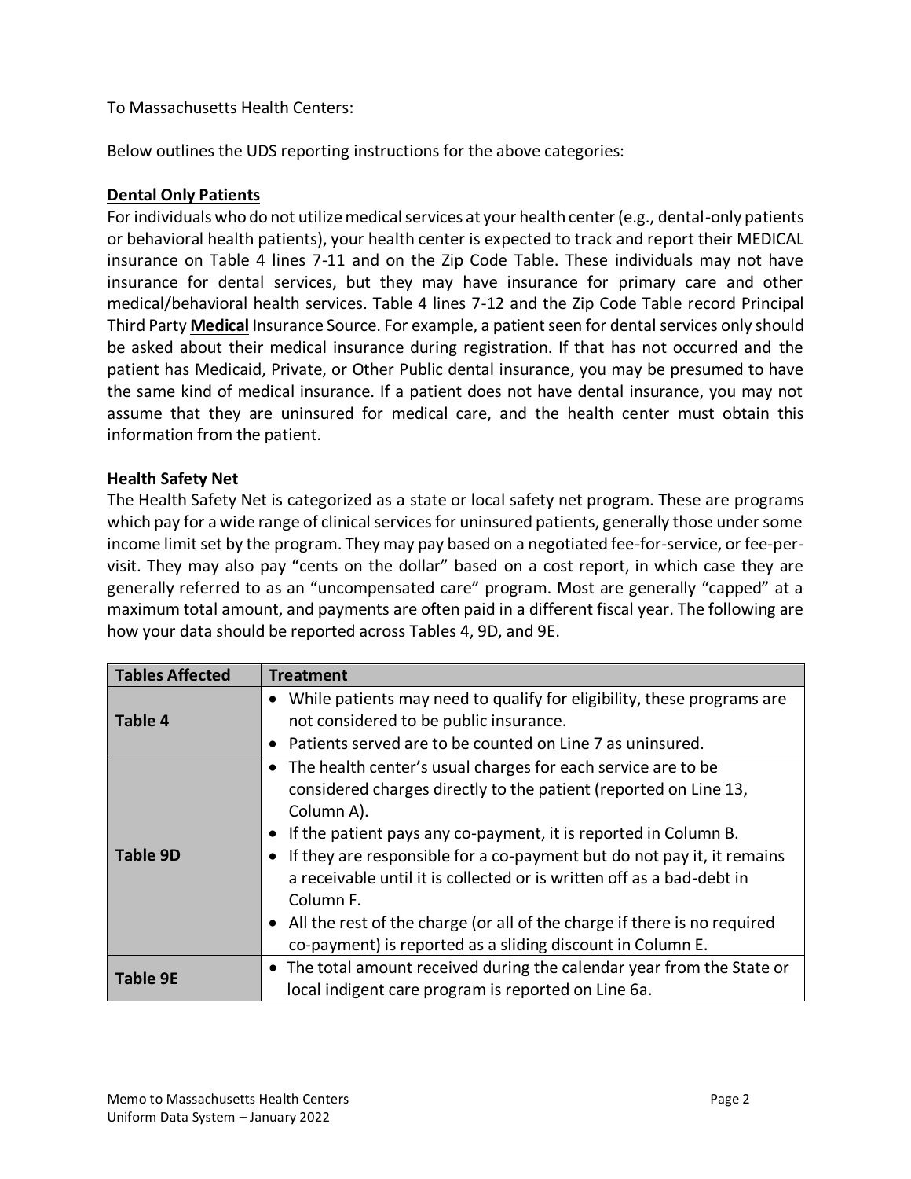To Massachusetts Health Centers:

Below outlines the UDS reporting instructions for the above categories:

**Dental Only Patients**

For individuals who do not utilize medical services at your health center (e.g., dental-only patients or behavioral health patients), your health center is expected to track and report their MEDICAL insurance on Table 4 lines 7-11 and on the Zip Code Table. These individuals may not have insurance for dental services, but they may have insurance for primary care and other medical/behavioral health services. Table 4 lines 7-12 and the Zip Code Table record Principal Third Party **Medical** Insurance Source. For example, a patient seen for dental services only should be asked about their medical insurance during registration. If that has not occurred and the patient has Medicaid, Private, or Other Public dental insurance, you may be presumed to have the same kind of medical insurance. If a patient does not have dental insurance, you may not assume that they are uninsured for medical care, and the health center must obtain this information from the patient.

**Health Safety Net**

The Health Safety Net is categorized as a state or local safety net program. These are programs which pay for a wide range of clinical services for uninsured patients, generally those under some income limit set by the program. They may pay based on a negotiated fee-for-service, or fee-per-visit. They may also pay "cents on the dollar" based on a cost report, in which case they are generally referred to as an "uncompensated care" program. Most are generally "capped" at a maximum total amount, and payments are often paid in a different fiscal year. The following are how your data should be reported across Tables 4, 9D, and 9E.

| Tables Affected | Treatment |
| --- | --- |
| **Table 4** | • While patients may need to qualify for eligibility, these programs are not considered to be public insurance.<br>• Patients served are to be counted on Line 7 as uninsured. |
| **Table 9D** | • The health center's usual charges for each service are to be considered charges directly to the patient (reported on Line 13, Column A).<br>• If the patient pays any co-payment, it is reported in Column B.<br>• If they are responsible for a co-payment but do not pay it, it remains a receivable until it is collected or is written off as a bad-debt in Column F.<br>• All the rest of the charge (or all of the charge if there is no required co-payment) is reported as a sliding discount in Column E. |
| **Table 9E** | • The total amount received during the calendar year from the State or local indigent care program is reported on Line 6a. |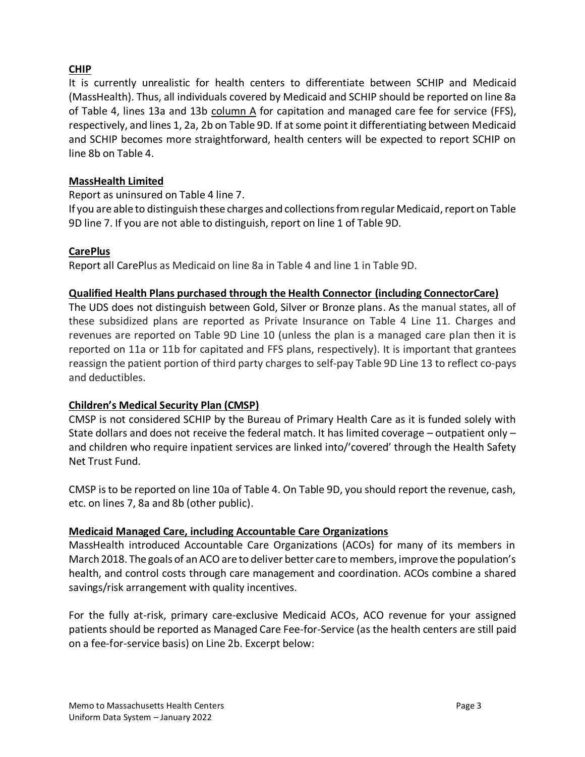**CHIP**

It is currently unrealistic for health centers to differentiate between SCHIP and Medicaid (MassHealth). Thus, all individuals covered by Medicaid and SCHIP should be reported on line 8a of Table 4, lines 13a and 13b column A for capitation and managed care fee for service (FFS), respectively, and lines 1, 2a, 2b on Table 9D. If at some point it differentiating between Medicaid and SCHIP becomes more straightforward, health centers will be expected to report SCHIP on line 8b on Table 4.

**MassHealth Limited**

Report as uninsured on Table 4 line 7.
If you are able to distinguish these charges and collections from regular Medicaid, report on Table 9D line 7. If you are not able to distinguish, report on line 1 of Table 9D.

**CarePlus**

Report all CarePlus as Medicaid on line 8a in Table 4 and line 1 in Table 9D.

**Qualified Health Plans purchased through the Health Connector (including ConnectorCare)**

The UDS does not distinguish between Gold, Silver or Bronze plans. As the manual states, all of these subsidized plans are reported as Private Insurance on Table 4 Line 11. Charges and revenues are reported on Table 9D Line 10 (unless the plan is a managed care plan then it is reported on 11a or 11b for capitated and FFS plans, respectively). It is important that grantees reassign the patient portion of third party charges to self-pay Table 9D Line 13 to reflect co-pays and deductibles.

**Children's Medical Security Plan (CMSP)**

CMSP is not considered SCHIP by the Bureau of Primary Health Care as it is funded solely with State dollars and does not receive the federal match. It has limited coverage – outpatient only – and children who require inpatient services are linked into/'covered' through the Health Safety Net Trust Fund.

CMSP is to be reported on line 10a of Table 4. On Table 9D, you should report the revenue, cash, etc. on lines 7, 8a and 8b (other public).

**Medicaid Managed Care, including Accountable Care Organizations**

MassHealth introduced Accountable Care Organizations (ACOs) for many of its members in March 2018. The goals of an ACO are to deliver better care to members, improve the population's health, and control costs through care management and coordination. ACOs combine a shared savings/risk arrangement with quality incentives.

For the fully at-risk, primary care-exclusive Medicaid ACOs, ACO revenue for your assigned patients should be reported as Managed Care Fee-for-Service (as the health centers are still paid on a fee-for-service basis) on Line 2b. Excerpt below: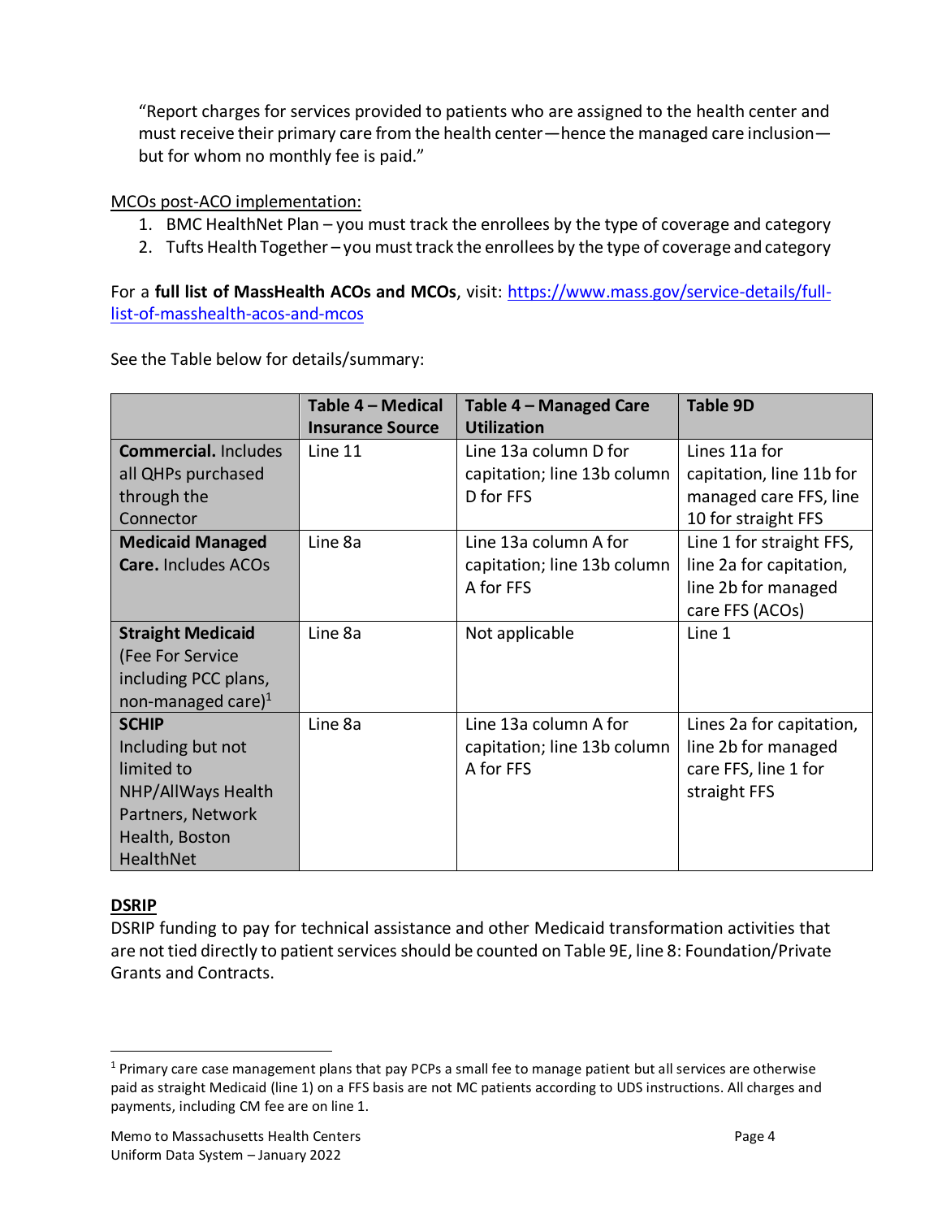“Report charges for services provided to patients who are assigned to the health center and must receive their primary care from the health center—hence the managed care inclusion—but for whom no monthly fee is paid.”

MCOs post-ACO implementation:

1. BMC HealthNet Plan – you must track the enrollees by the type of coverage and category
2. Tufts Health Together – you must track the enrollees by the type of coverage and category

For a **full list of MassHealth ACOs and MCOs**, visit: [https://www.mass.gov/service-details/full-list-of-masshealth-acos-and-mcos](https://www.mass.gov/service-details/full-list-of-masshealth-acos-and-mcos)

See the Table below for details/summary:

| | Table 4 – Medical Insurance Source | Table 4 – Managed Care Utilization | Table 9D |
|---|---|---|---|
| **Commercial.** Includes all QHPs purchased through the Connector | Line 11 | Line 13a column D for capitation; line 13b column D for FFS | Lines 11a for capitation, line 11b for managed care FFS, line 10 for straight FFS |
| **Medicaid Managed Care.** Includes ACOs | Line 8a | Line 13a column A for capitation; line 13b column A for FFS | Line 1 for straight FFS, line 2a for capitation, line 2b for managed care FFS (ACOs) |
| **Straight Medicaid** (Fee For Service including PCC plans, non-managed care)[1] | Line 8a | Not applicable | Line 1 |
| **SCHIP** Including but not limited to NHP/AllWays Health Partners, Network Health, Boston HealthNet | Line 8a | Line 13a column A for capitation; line 13b column A for FFS | Lines 2a for capitation, line 2b for managed care FFS, line 1 for straight FFS |

## DSRIP

DSRIP funding to pay for technical assistance and other Medicaid transformation activities that are not tied directly to patient services should be counted on Table 9E, line 8: Foundation/Private Grants and Contracts.

---

[1] Primary care case management plans that pay PCPs a small fee to manage patient but all services are otherwise paid as straight Medicaid (line 1) on a FFS basis are not MC patients according to UDS instructions. All charges and payments, including CM fee are on line 1.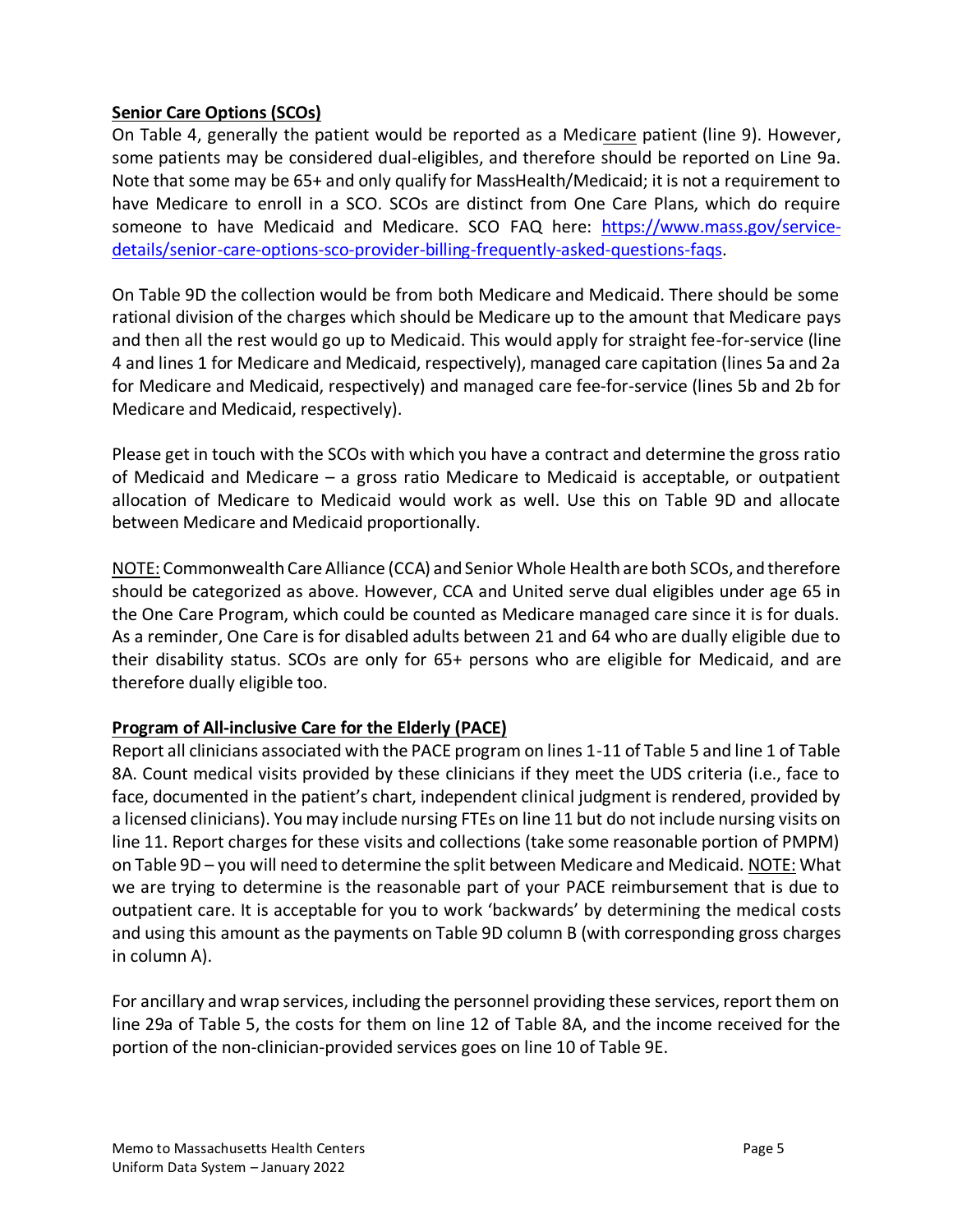**Senior Care Options (SCOs)**

On Table 4, generally the patient would be reported as a Medicare patient (line 9). However, some patients may be considered dual-eligibles, and therefore should be reported on Line 9a. Note that some may be 65+ and only qualify for MassHealth/Medicaid; it is not a requirement to have Medicare to enroll in a SCO. SCOs are distinct from One Care Plans, which do require someone to have Medicaid and Medicare. SCO FAQ here: [https://www.mass.gov/service-details/senior-care-options-sco-provider-billing-frequently-asked-questions-faqs](https://www.mass.gov/service-details/senior-care-options-sco-provider-billing-frequently-asked-questions-faqs).

On Table 9D the collection would be from both Medicare and Medicaid. There should be some rational division of the charges which should be Medicare up to the amount that Medicare pays and then all the rest would go up to Medicaid. This would apply for straight fee-for-service (line 4 and lines 1 for Medicare and Medicaid, respectively), managed care capitation (lines 5a and 2a for Medicare and Medicaid, respectively) and managed care fee-for-service (lines 5b and 2b for Medicare and Medicaid, respectively).

Please get in touch with the SCOs with which you have a contract and determine the gross ratio of Medicaid and Medicare – a gross ratio Medicare to Medicaid is acceptable, or outpatient allocation of Medicare to Medicaid would work as well. Use this on Table 9D and allocate between Medicare and Medicaid proportionally.

NOTE: Commonwealth Care Alliance (CCA) and Senior Whole Health are both SCOs, and therefore should be categorized as above. However, CCA and United serve dual eligibles under age 65 in the One Care Program, which could be counted as Medicare managed care since it is for duals. As a reminder, One Care is for disabled adults between 21 and 64 who are dually eligible due to their disability status. SCOs are only for 65+ persons who are eligible for Medicaid, and are therefore dually eligible too.

**Program of All-inclusive Care for the Elderly (PACE)**

Report all clinicians associated with the PACE program on lines 1-11 of Table 5 and line 1 of Table 8A. Count medical visits provided by these clinicians if they meet the UDS criteria (i.e., face to face, documented in the patient's chart, independent clinical judgment is rendered, provided by a licensed clinicians). You may include nursing FTEs on line 11 but do not include nursing visits on line 11. Report charges for these visits and collections (take some reasonable portion of PMPM) on Table 9D – you will need to determine the split between Medicare and Medicaid. NOTE: What we are trying to determine is the reasonable part of your PACE reimbursement that is due to outpatient care. It is acceptable for you to work 'backwards' by determining the medical costs and using this amount as the payments on Table 9D column B (with corresponding gross charges in column A).

For ancillary and wrap services, including the personnel providing these services, report them on line 29a of Table 5, the costs for them on line 12 of Table 8A, and the income received for the portion of the non-clinician-provided services goes on line 10 of Table 9E.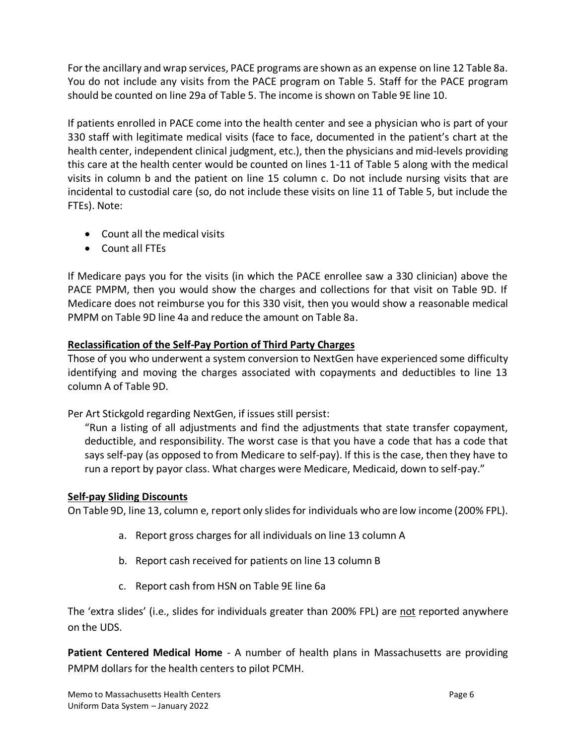For the ancillary and wrap services, PACE programs are shown as an expense on line 12 Table 8a. You do not include any visits from the PACE program on Table 5. Staff for the PACE program should be counted on line 29a of Table 5. The income is shown on Table 9E line 10.

If patients enrolled in PACE come into the health center and see a physician who is part of your 330 staff with legitimate medical visits (face to face, documented in the patient's chart at the health center, independent clinical judgment, etc.), then the physicians and mid-levels providing this care at the health center would be counted on lines 1-11 of Table 5 along with the medical visits in column b and the patient on line 15 column c. Do not include nursing visits that are incidental to custodial care (so, do not include these visits on line 11 of Table 5, but include the FTEs). Note:

- Count all the medical visits
- Count all FTEs

If Medicare pays you for the visits (in which the PACE enrollee saw a 330 clinician) above the PACE PMPM, then you would show the charges and collections for that visit on Table 9D. If Medicare does not reimburse you for this 330 visit, then you would show a reasonable medical PMPM on Table 9D line 4a and reduce the amount on Table 8a.

**Reclassification of the Self-Pay Portion of Third Party Charges**

Those of you who underwent a system conversion to NextGen have experienced some difficulty identifying and moving the charges associated with copayments and deductibles to line 13 column A of Table 9D.

Per Art Stickgold regarding NextGen, if issues still persist:

> "Run a listing of all adjustments and find the adjustments that state transfer copayment, deductible, and responsibility. The worst case is that you have a code that has a code that says self-pay (as opposed to from Medicare to self-pay). If this is the case, then they have to run a report by payor class. What charges were Medicare, Medicaid, down to self-pay."

**Self-pay Sliding Discounts**

On Table 9D, line 13, column e, report only slides for individuals who are low income (200% FPL).

a. Report gross charges for all individuals on line 13 column A

b. Report cash received for patients on line 13 column B

c. Report cash from HSN on Table 9E line 6a

The 'extra slides' (i.e., slides for individuals greater than 200% FPL) are not reported anywhere on the UDS.

**Patient Centered Medical Home** - A number of health plans in Massachusetts are providing PMPM dollars for the health centers to pilot PCMH.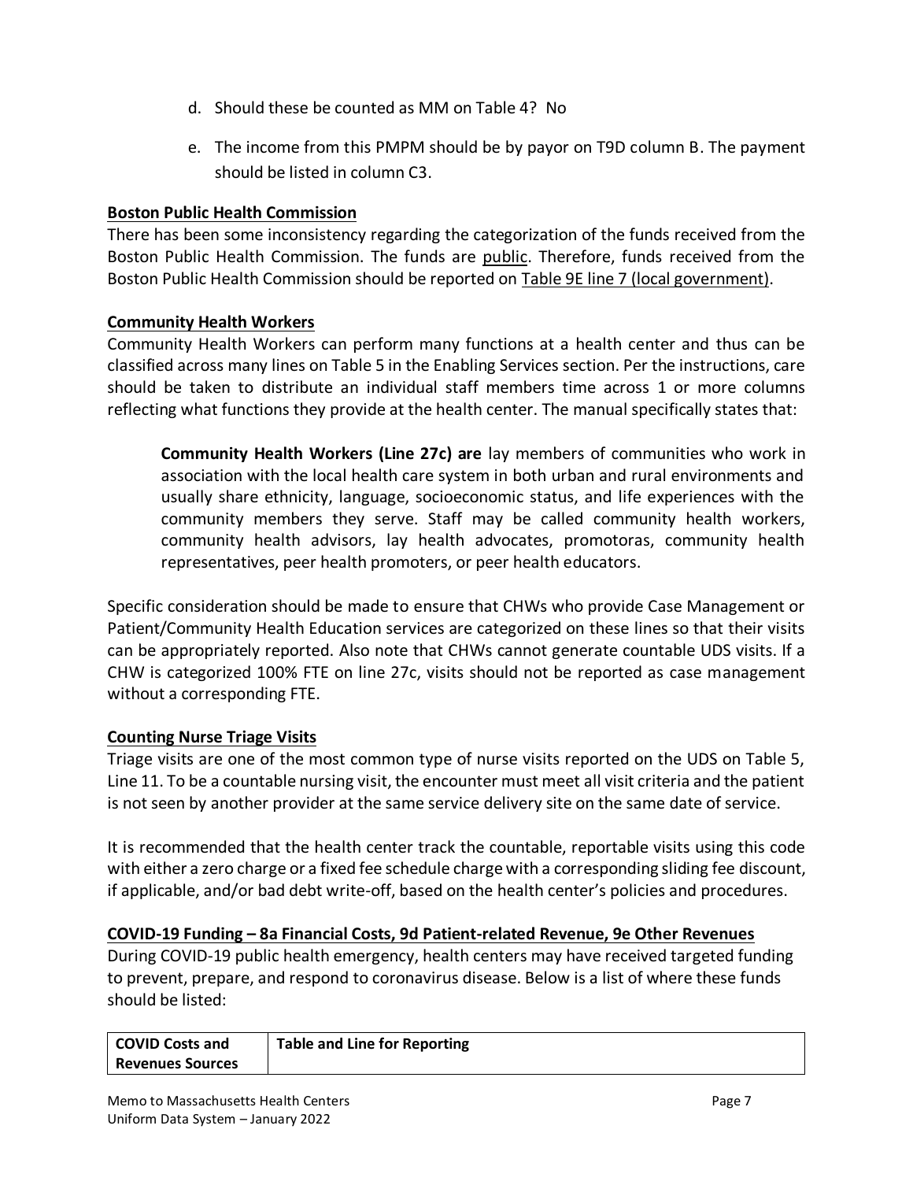d. Should these be counted as MM on Table 4? No

e. The income from this PMPM should be by payor on T9D column B. The payment should be listed in column C3.

**Boston Public Health Commission**

There has been some inconsistency regarding the categorization of the funds received from the Boston Public Health Commission. The funds are public. Therefore, funds received from the Boston Public Health Commission should be reported on Table 9E line 7 (local government).

**Community Health Workers**

Community Health Workers can perform many functions at a health center and thus can be classified across many lines on Table 5 in the Enabling Services section. Per the instructions, care should be taken to distribute an individual staff members time across 1 or more columns reflecting what functions they provide at the health center. The manual specifically states that:

> **Community Health Workers (Line 27c) are** lay members of communities who work in association with the local health care system in both urban and rural environments and usually share ethnicity, language, socioeconomic status, and life experiences with the community members they serve. Staff may be called community health workers, community health advisors, lay health advocates, promotoras, community health representatives, peer health promoters, or peer health educators.

Specific consideration should be made to ensure that CHWs who provide Case Management or Patient/Community Health Education services are categorized on these lines so that their visits can be appropriately reported. Also note that CHWs cannot generate countable UDS visits. If a CHW is categorized 100% FTE on line 27c, visits should not be reported as case management without a corresponding FTE.

**Counting Nurse Triage Visits**

Triage visits are one of the most common type of nurse visits reported on the UDS on Table 5, Line 11. To be a countable nursing visit, the encounter must meet all visit criteria and the patient is not seen by another provider at the same service delivery site on the same date of service.

It is recommended that the health center track the countable, reportable visits using this code with either a zero charge or a fixed fee schedule charge with a corresponding sliding fee discount, if applicable, and/or bad debt write-off, based on the health center's policies and procedures.

**COVID-19 Funding – 8a Financial Costs, 9d Patient-related Revenue, 9e Other Revenues**

During COVID-19 public health emergency, health centers may have received targeted funding to prevent, prepare, and respond to coronavirus disease. Below is a list of where these funds should be listed:

| COVID Costs and Revenues Sources | Table and Line for Reporting |
| --- | --- |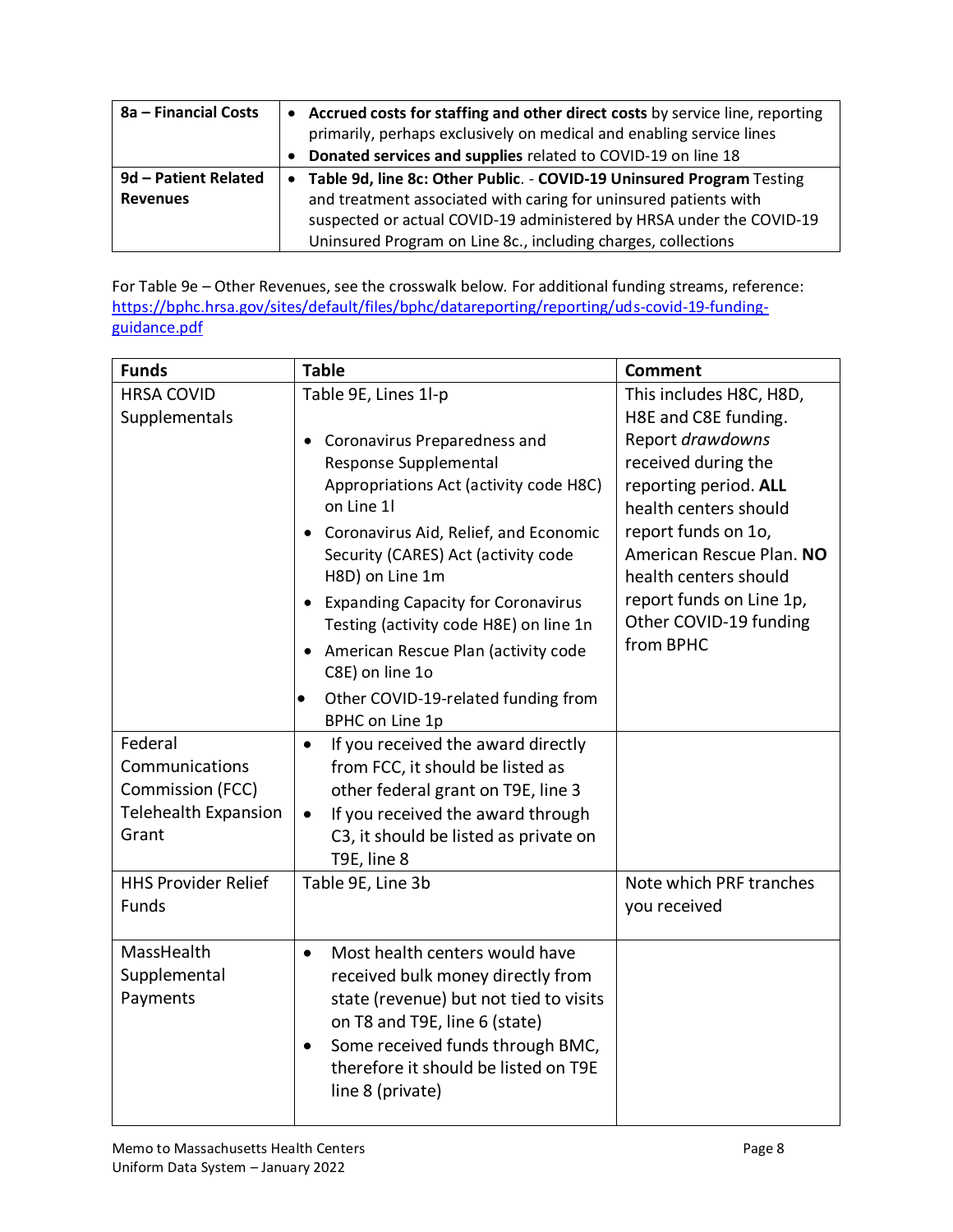| | |
|---|---|
| **8a – Financial Costs** | • **Accrued costs for staffing and other direct costs** by service line, reporting primarily, perhaps exclusively on medical and enabling service lines<br>• **Donated services and supplies** related to COVID-19 on line 18 |
| **9d – Patient Related Revenues** | • **Table 9d, line 8c: Other Public**. - **COVID-19 Uninsured Program** Testing and treatment associated with caring for uninsured patients with suspected or actual COVID-19 administered by HRSA under the COVID-19 Uninsured Program on Line 8c., including charges, collections |

For Table 9e – Other Revenues, see the crosswalk below. For additional funding streams, reference: [https://bphc.hrsa.gov/sites/default/files/bphc/datareporting/reporting/uds-covid-19-funding-guidance.pdf](https://bphc.hrsa.gov/sites/default/files/bphc/datareporting/reporting/uds-covid-19-funding-guidance.pdf)

| Funds | Table | Comment |
|---|---|---|
| HRSA COVID Supplementals | Table 9E, Lines 1l-p<br>• Coronavirus Preparedness and Response Supplemental Appropriations Act (activity code H8C) on Line 1l<br>• Coronavirus Aid, Relief, and Economic Security (CARES) Act (activity code H8D) on Line 1m<br>• Expanding Capacity for Coronavirus Testing (activity code H8E) on line 1n<br>• American Rescue Plan (activity code C8E) on line 1o<br>• Other COVID-19-related funding from BPHC on Line 1p | This includes H8C, H8D, H8E and C8E funding. Report *drawdowns* received during the reporting period. **ALL** health centers should report funds on 1o, American Rescue Plan. **NO** health centers should report funds on Line 1p, Other COVID-19 funding from BPHC |
| Federal Communications Commission (FCC) Telehealth Expansion Grant | • If you received the award directly from FCC, it should be listed as other federal grant on T9E, line 3<br>• If you received the award through C3, it should be listed as private on T9E, line 8 | |
| HHS Provider Relief Funds | Table 9E, Line 3b | Note which PRF tranches you received |
| MassHealth Supplemental Payments | • Most health centers would have received bulk money directly from state (revenue) but not tied to visits on T8 and T9E, line 6 (state)<br>• Some received funds through BMC, therefore it should be listed on T9E line 8 (private) | |

Memo to Massachusetts Health Centers
Uniform Data System – January 2022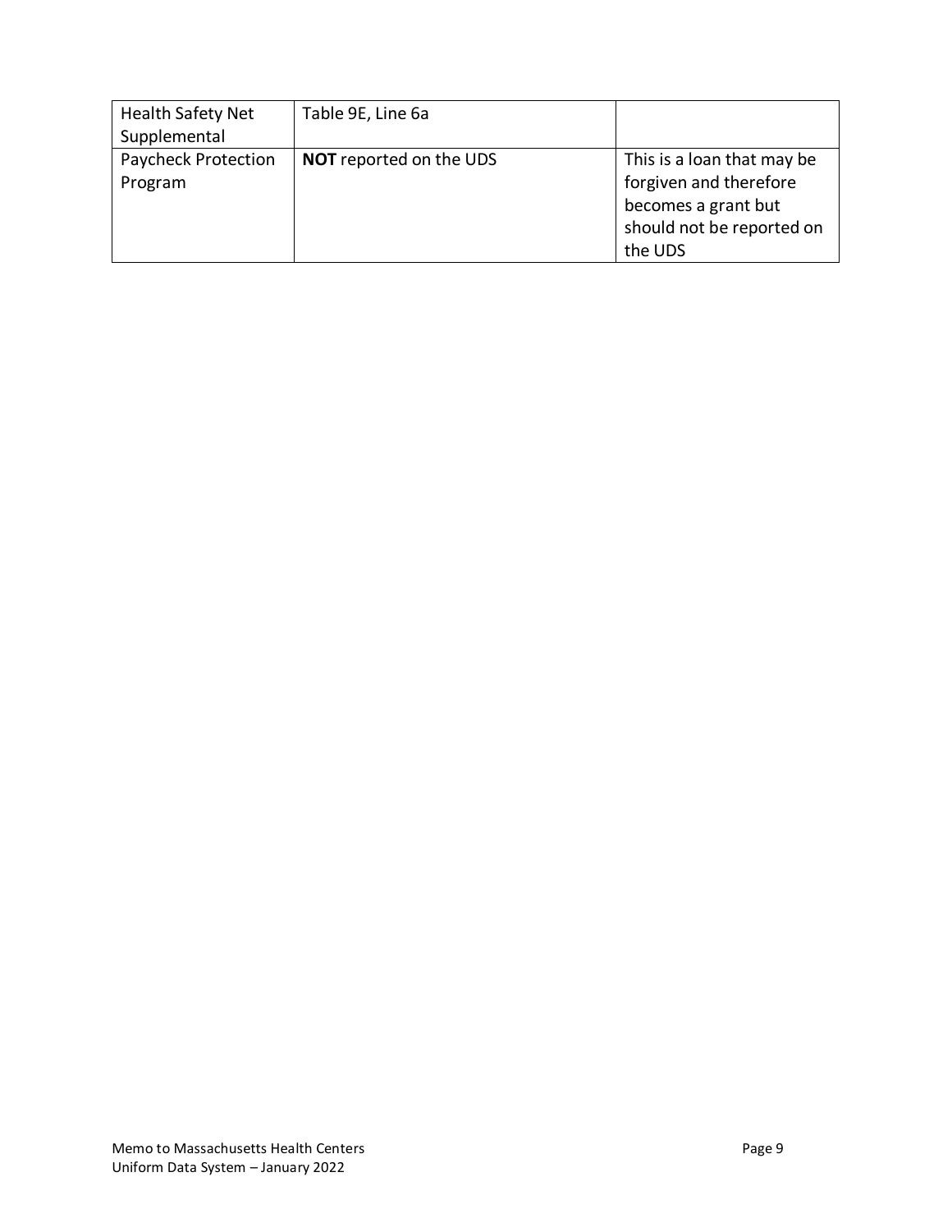| | | |
|---|---|---|
| Health Safety Net Supplemental | Table 9E, Line 6a | |
| Paycheck Protection Program | **NOT** reported on the UDS | This is a loan that may be forgiven and therefore becomes a grant but should not be reported on the UDS |